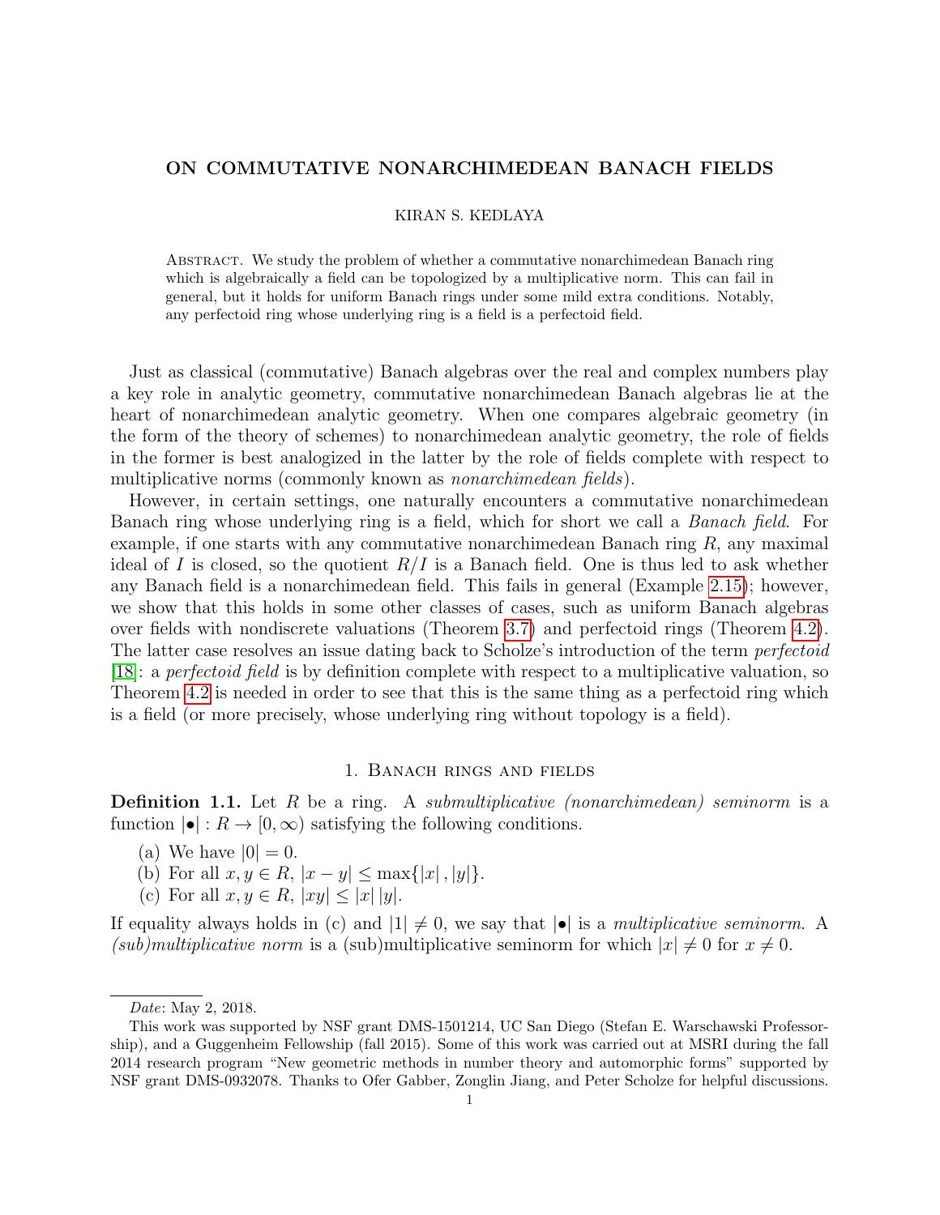# ON COMMUTATIVE NONARCHIMEDEAN BANACH FIELDS

KIRAN S. KEDLAYA

Abstract. We study the problem of whether a commutative nonarchimedean Banach ring which is algebraically a field can be topologized by a multiplicative norm. This can fail in general, but it holds for uniform Banach rings under some mild extra conditions. Notably, any perfectoid ring whose underlying ring is a field is a perfectoid field.

Just as classical (commutative) Banach algebras over the real and complex numbers play a key role in analytic geometry, commutative nonarchimedean Banach algebras lie at the heart of nonarchimedean analytic geometry. When one compares algebraic geometry (in the form of the theory of schemes) to nonarchimedean analytic geometry, the role of fields in the former is best analogized in the latter by the role of fields complete with respect to multiplicative norms (commonly known as *nonarchimedean fields*).

However, in certain settings, one naturally encounters a commutative nonarchimedean Banach ring whose underlying ring is a field, which for short we call a *Banach field*. For example, if one starts with any commutative nonarchimedean Banach ring $R$, any maximal ideal of $I$ is closed, so the quotient $R/I$ is a Banach field. One is thus led to ask whether any Banach field is a nonarchimedean field. This fails in general (Example 2.15); however, we show that this holds in some other classes of cases, such as uniform Banach algebras over fields with nondiscrete valuations (Theorem 3.7) and perfectoid rings (Theorem 4.2). The latter case resolves an issue dating back to Scholze's introduction of the term *perfectoid* [18]: a *perfectoid field* is by definition complete with respect to a multiplicative valuation, so Theorem 4.2 is needed in order to see that this is the same thing as a perfectoid ring which is a field (or more precisely, whose underlying ring without topology is a field).

## 1. Banach rings and fields

**Definition 1.1.** Let $R$ be a ring. A *submultiplicative (nonarchimedean) seminorm* is a function $|\bullet| : R \to [0, \infty)$ satisfying the following conditions.

(a) We have $|0| = 0$.
(b) For all $x, y \in R$, $|x - y| \leq \max\{|x|, |y|\}$.
(c) For all $x, y \in R$, $|xy| \leq |x|\,|y|$.

If equality always holds in (c) and $|1| \neq 0$, we say that $|\bullet|$ is a *multiplicative seminorm*. A *(sub)multiplicative norm* is a (sub)multiplicative seminorm for which $|x| \neq 0$ for $x \neq 0$.

---

*Date*: May 2, 2018.

This work was supported by NSF grant DMS-1501214, UC San Diego (Stefan E. Warschawski Professorship), and a Guggenheim Fellowship (fall 2015). Some of this work was carried out at MSRI during the fall 2014 research program "New geometric methods in number theory and automorphic forms" supported by NSF grant DMS-0932078. Thanks to Ofer Gabber, Zonglin Jiang, and Peter Scholze for helpful discussions.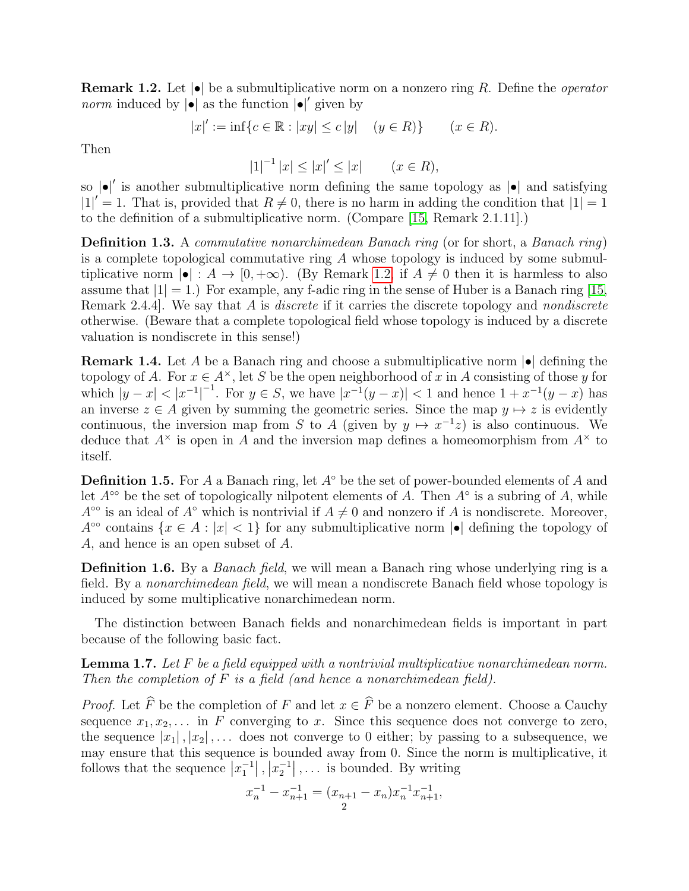**Remark 1.2.** Let $|\bullet|$ be a submultiplicative norm on a nonzero ring $R$. Define the *operator norm* induced by $|\bullet|$ as the function $|\bullet|'$ given by

$$|x|' := \inf\{c \in \mathbb{R} : |xy| \leq c\,|y| \quad (y \in R)\} \qquad (x \in R).$$

Then

$$|1|^{-1}\,|x| \leq |x|' \leq |x| \qquad (x \in R),$$

so $|\bullet|'$ is another submultiplicative norm defining the same topology as $|\bullet|$ and satisfying $|1|' = 1$. That is, provided that $R \neq 0$, there is no harm in adding the condition that $|1| = 1$ to the definition of a submultiplicative norm. (Compare [15, Remark 2.1.11].)

**Definition 1.3.** A *commutative nonarchimedean Banach ring* (or for short, a *Banach ring*) is a complete topological commutative ring $A$ whose topology is induced by some submultiplicative norm $|\bullet| : A \to [0, +\infty)$. (By Remark 1.2, if $A \neq 0$ then it is harmless to also assume that $|1| = 1$.) For example, any f-adic ring in the sense of Huber is a Banach ring [15, Remark 2.4.4]. We say that $A$ is *discrete* if it carries the discrete topology and *nondiscrete* otherwise. (Beware that a complete topological field whose topology is induced by a discrete valuation is nondiscrete in this sense!)

**Remark 1.4.** Let $A$ be a Banach ring and choose a submultiplicative norm $|\bullet|$ defining the topology of $A$. For $x \in A^\times$, let $S$ be the open neighborhood of $x$ in $A$ consisting of those $y$ for which $|y - x| < |x^{-1}|^{-1}$. For $y \in S$, we have $|x^{-1}(y - x)| < 1$ and hence $1 + x^{-1}(y - x)$ has an inverse $z \in A$ given by summing the geometric series. Since the map $y \mapsto z$ is evidently continuous, the inversion map from $S$ to $A$ (given by $y \mapsto x^{-1}z$) is also continuous. We deduce that $A^\times$ is open in $A$ and the inversion map defines a homeomorphism from $A^\times$ to itself.

**Definition 1.5.** For $A$ a Banach ring, let $A^\circ$ be the set of power-bounded elements of $A$ and let $A^{\circ\circ}$ be the set of topologically nilpotent elements of $A$. Then $A^\circ$ is a subring of $A$, while $A^{\circ\circ}$ is an ideal of $A^\circ$ which is nontrivial if $A \neq 0$ and nonzero if $A$ is nondiscrete. Moreover, $A^{\circ\circ}$ contains $\{x \in A : |x| < 1\}$ for any submultiplicative norm $|\bullet|$ defining the topology of $A$, and hence is an open subset of $A$.

**Definition 1.6.** By a *Banach field*, we will mean a Banach ring whose underlying ring is a field. By a *nonarchimedean field*, we will mean a nondiscrete Banach field whose topology is induced by some multiplicative nonarchimedean norm.

The distinction between Banach fields and nonarchimedean fields is important in part because of the following basic fact.

**Lemma 1.7.** *Let $F$ be a field equipped with a nontrivial multiplicative nonarchimedean norm. Then the completion of $F$ is a field (and hence a nonarchimedean field).*

*Proof.* Let $\widehat{F}$ be the completion of $F$ and let $x \in \widehat{F}$ be a nonzero element. Choose a Cauchy sequence $x_1, x_2, \dots$ in $F$ converging to $x$. Since this sequence does not converge to zero, the sequence $|x_1|, |x_2|, \dots$ does not converge to 0 either; by passing to a subsequence, we may ensure that this sequence is bounded away from 0. Since the norm is multiplicative, it follows that the sequence $|x_1^{-1}|, |x_2^{-1}|, \dots$ is bounded. By writing

$$x_n^{-1} - x_{n+1}^{-1} = (x_{n+1} - x_n)x_n^{-1}x_{n+1}^{-1},$$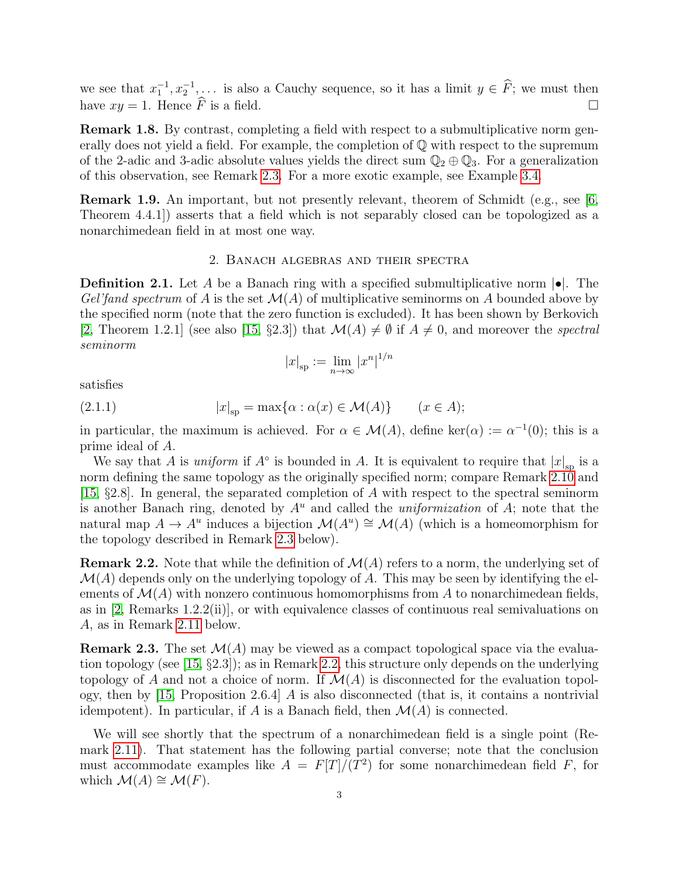we see that $x_1^{-1}, x_2^{-1}, \dots$ is also a Cauchy sequence, so it has a limit $y \in \widehat{F}$; we must then have $xy = 1$. Hence $\widehat{F}$ is a field. $\square$

**Remark 1.8.** By contrast, completing a field with respect to a submultiplicative norm generally does not yield a field. For example, the completion of $\mathbb{Q}$ with respect to the supremum of the 2-adic and 3-adic absolute values yields the direct sum $\mathbb{Q}_2 \oplus \mathbb{Q}_3$. For a generalization of this observation, see Remark 2.3. For a more exotic example, see Example 3.4.

**Remark 1.9.** An important, but not presently relevant, theorem of Schmidt (e.g., see [6, Theorem 4.4.1]) asserts that a field which is not separably closed can be topologized as a nonarchimedean field in at most one way.

## 2. Banach algebras and their spectra

**Definition 2.1.** Let $A$ be a Banach ring with a specified submultiplicative norm $|\bullet|$. The *Gel'fand spectrum* of $A$ is the set $\mathcal{M}(A)$ of multiplicative seminorms on $A$ bounded above by the specified norm (note that the zero function is excluded). It has been shown by Berkovich [2, Theorem 1.2.1] (see also [15, §2.3]) that $\mathcal{M}(A) \neq \emptyset$ if $A \neq 0$, and moreover the *spectral seminorm*

$$|x|_{\mathrm{sp}} := \lim_{n \to \infty} |x^n|^{1/n}$$

satisfies

$$|x|_{\mathrm{sp}} = \max\{\alpha : \alpha(x) \in \mathcal{M}(A)\} \qquad (x \in A); \tag{2.1.1}$$

in particular, the maximum is achieved. For $\alpha \in \mathcal{M}(A)$, define $\ker(\alpha) := \alpha^{-1}(0)$; this is a prime ideal of $A$.

We say that $A$ is *uniform* if $A^\circ$ is bounded in $A$. It is equivalent to require that $|x|_{\mathrm{sp}}$ is a norm defining the same topology as the originally specified norm; compare Remark 2.10 and [15, §2.8]. In general, the separated completion of $A$ with respect to the spectral seminorm is another Banach ring, denoted by $A^u$ and called the *uniformization* of $A$; note that the natural map $A \to A^u$ induces a bijection $\mathcal{M}(A^u) \cong \mathcal{M}(A)$ (which is a homeomorphism for the topology described in Remark 2.3 below).

**Remark 2.2.** Note that while the definition of $\mathcal{M}(A)$ refers to a norm, the underlying set of $\mathcal{M}(A)$ depends only on the underlying topology of $A$. This may be seen by identifying the elements of $\mathcal{M}(A)$ with nonzero continuous homomorphisms from $A$ to nonarchimedean fields, as in [2, Remarks 1.2.2(ii)], or with equivalence classes of continuous real semivaluations on $A$, as in Remark 2.11 below.

**Remark 2.3.** The set $\mathcal{M}(A)$ may be viewed as a compact topological space via the evaluation topology (see [15, §2.3]); as in Remark 2.2, this structure only depends on the underlying topology of $A$ and not a choice of norm. If $\mathcal{M}(A)$ is disconnected for the evaluation topology, then by [15, Proposition 2.6.4] $A$ is also disconnected (that is, it contains a nontrivial idempotent). In particular, if $A$ is a Banach field, then $\mathcal{M}(A)$ is connected.

We will see shortly that the spectrum of a nonarchimedean field is a single point (Remark 2.11). That statement has the following partial converse; note that the conclusion must accommodate examples like $A = F[T]/(T^2)$ for some nonarchimedean field $F$, for which $\mathcal{M}(A) \cong \mathcal{M}(F)$.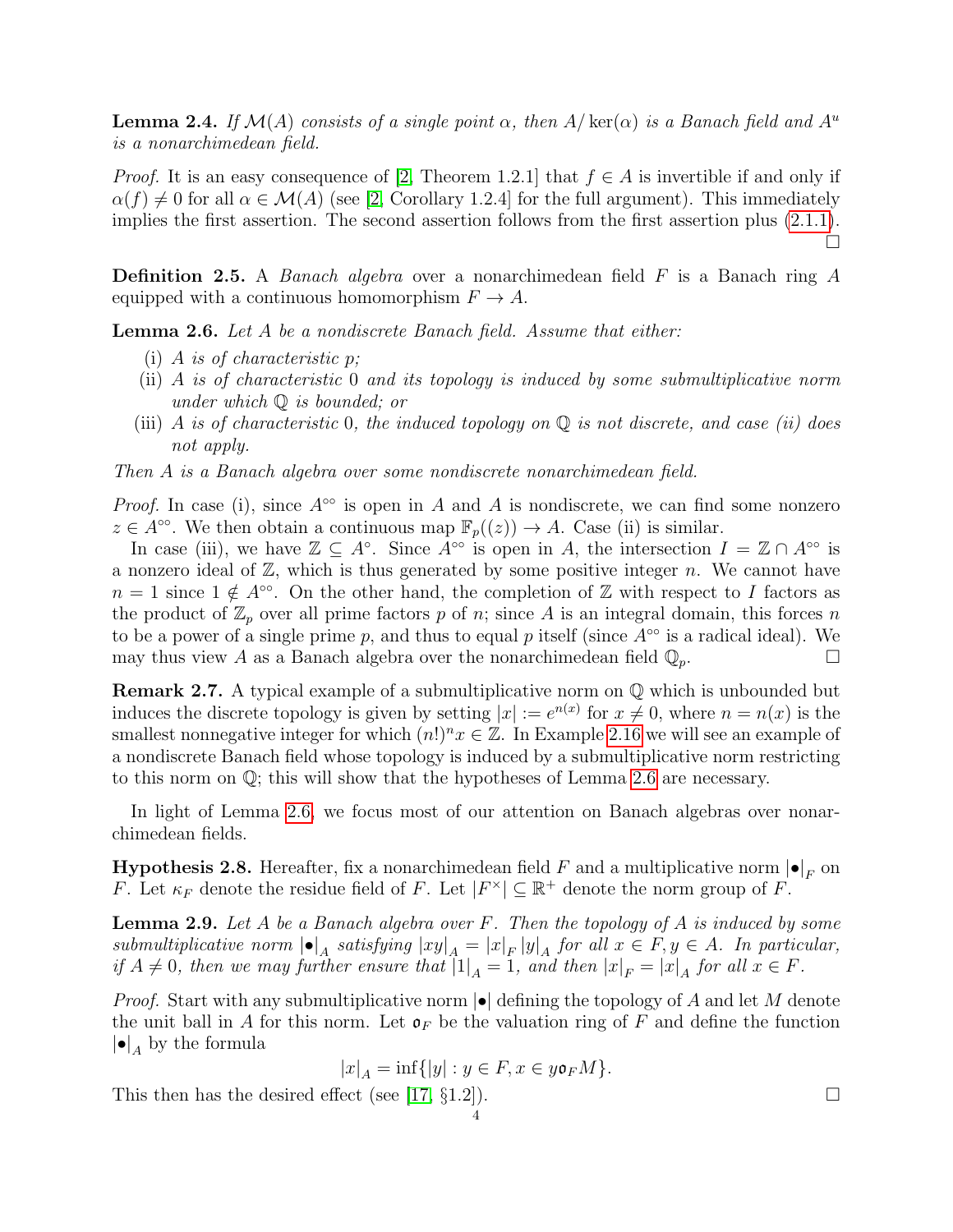**Lemma 2.4.** *If $\mathcal{M}(A)$ consists of a single point $\alpha$, then $A/\ker(\alpha)$ is a Banach field and $A^u$ is a nonarchimedean field.*

*Proof.* It is an easy consequence of [2, Theorem 1.2.1] that $f \in A$ is invertible if and only if $\alpha(f) \neq 0$ for all $\alpha \in \mathcal{M}(A)$ (see [2, Corollary 1.2.4] for the full argument). This immediately implies the first assertion. The second assertion follows from the first assertion plus (2.1.1). $\square$

**Definition 2.5.** A *Banach algebra* over a nonarchimedean field $F$ is a Banach ring $A$ equipped with a continuous homomorphism $F \to A$.

**Lemma 2.6.** *Let $A$ be a nondiscrete Banach field. Assume that either:*

- (i) *$A$ is of characteristic $p$;*
- (ii) *$A$ is of characteristic $0$ and its topology is induced by some submultiplicative norm under which $\mathbb{Q}$ is bounded; or*
- (iii) *$A$ is of characteristic $0$, the induced topology on $\mathbb{Q}$ is not discrete, and case (ii) does not apply.*

*Then $A$ is a Banach algebra over some nondiscrete nonarchimedean field.*

*Proof.* In case (i), since $A^{\circ\circ}$ is open in $A$ and $A$ is nondiscrete, we can find some nonzero $z \in A^{\circ\circ}$. We then obtain a continuous map $\mathbb{F}_p((z)) \to A$. Case (ii) is similar.

In case (iii), we have $\mathbb{Z} \subseteq A^{\circ}$. Since $A^{\circ\circ}$ is open in $A$, the intersection $I = \mathbb{Z} \cap A^{\circ\circ}$ is a nonzero ideal of $\mathbb{Z}$, which is thus generated by some positive integer $n$. We cannot have $n = 1$ since $1 \notin A^{\circ\circ}$. On the other hand, the completion of $\mathbb{Z}$ with respect to $I$ factors as the product of $\mathbb{Z}_p$ over all prime factors $p$ of $n$; since $A$ is an integral domain, this forces $n$ to be a power of a single prime $p$, and thus to equal $p$ itself (since $A^{\circ\circ}$ is a radical ideal). We may thus view $A$ as a Banach algebra over the nonarchimedean field $\mathbb{Q}_p$. $\square$

**Remark 2.7.** A typical example of a submultiplicative norm on $\mathbb{Q}$ which is unbounded but induces the discrete topology is given by setting $|x| := e^{n(x)}$ for $x \neq 0$, where $n = n(x)$ is the smallest nonnegative integer for which $(n!)^n x \in \mathbb{Z}$. In Example 2.16 we will see an example of a nondiscrete Banach field whose topology is induced by a submultiplicative norm restricting to this norm on $\mathbb{Q}$; this will show that the hypotheses of Lemma 2.6 are necessary.

In light of Lemma 2.6, we focus most of our attention on Banach algebras over nonarchimedean fields.

**Hypothesis 2.8.** Hereafter, fix a nonarchimedean field $F$ and a multiplicative norm $|\bullet|_F$ on $F$. Let $\kappa_F$ denote the residue field of $F$. Let $|F^\times| \subseteq \mathbb{R}^+$ denote the norm group of $F$.

**Lemma 2.9.** *Let $A$ be a Banach algebra over $F$. Then the topology of $A$ is induced by some submultiplicative norm $|\bullet|_A$ satisfying $|xy|_A = |x|_F |y|_A$ for all $x \in F, y \in A$. In particular, if $A \neq 0$, then we may further ensure that $|1|_A = 1$, and then $|x|_F = |x|_A$ for all $x \in F$.*

*Proof.* Start with any submultiplicative norm $|\bullet|$ defining the topology of $A$ and let $M$ denote the unit ball in $A$ for this norm. Let $\mathfrak{o}_F$ be the valuation ring of $F$ and define the function $|\bullet|_A$ by the formula

$$|x|_A = \inf\{|y| : y \in F, x \in y\mathfrak{o}_F M\}.$$

This then has the desired effect (see [17, §1.2]). $\square$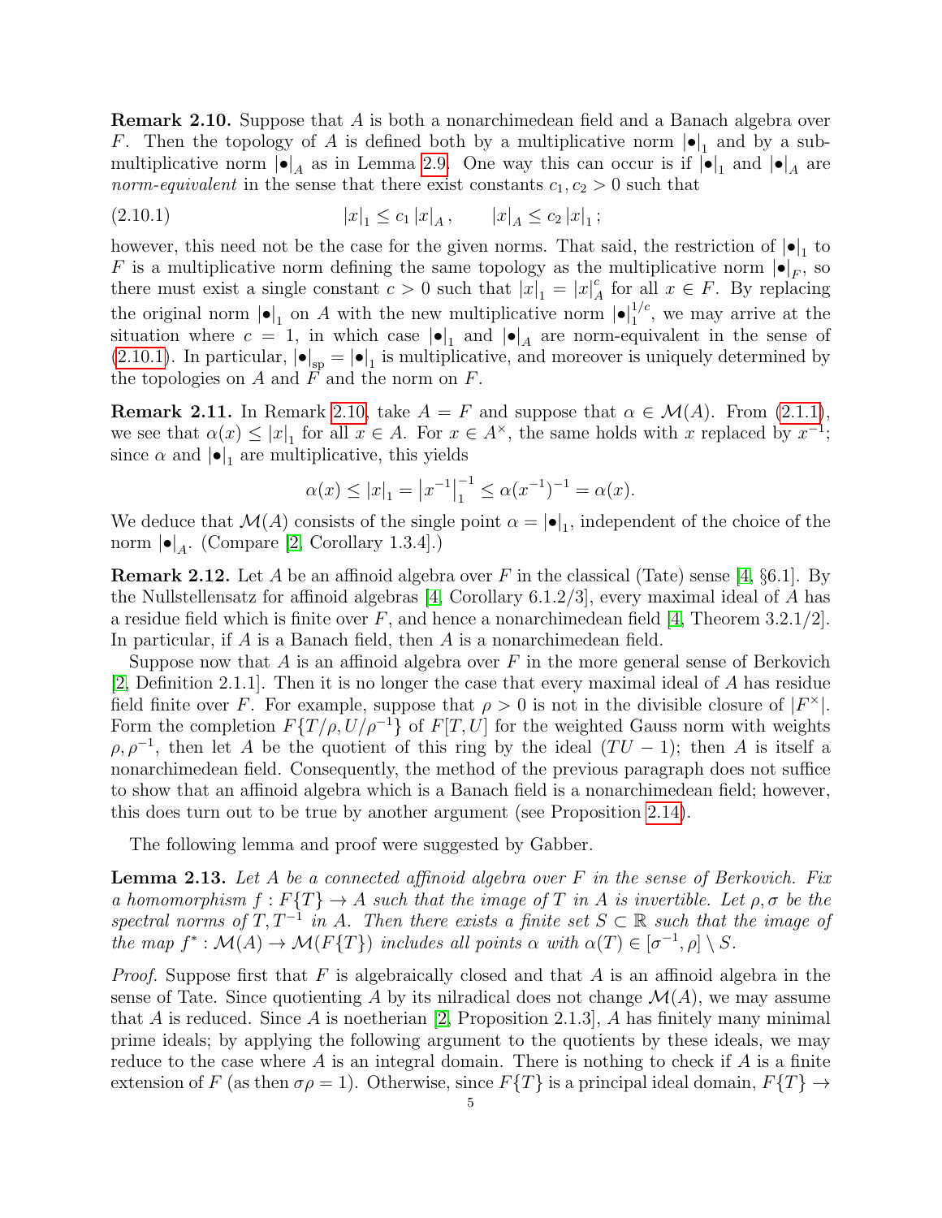**Remark 2.10.** Suppose that $A$ is both a nonarchimedean field and a Banach algebra over $F$. Then the topology of $A$ is defined both by a multiplicative norm $|\bullet|_1$ and by a submultiplicative norm $|\bullet|_A$ as in Lemma 2.9. One way this can occur is if $|\bullet|_1$ and $|\bullet|_A$ are *norm-equivalent* in the sense that there exist constants $c_1, c_2 > 0$ such that

$$|x|_1 \leq c_1 |x|_A, \qquad |x|_A \leq c_2 |x|_1; \tag{2.10.1}$$

however, this need not be the case for the given norms. That said, the restriction of $|\bullet|_1$ to $F$ is a multiplicative norm defining the same topology as the multiplicative norm $|\bullet|_F$, so there must exist a single constant $c > 0$ such that $|x|_1 = |x|_A^c$ for all $x \in F$. By replacing the original norm $|\bullet|_1$ on $A$ with the new multiplicative norm $|\bullet|_1^{1/c}$, we may arrive at the situation where $c = 1$, in which case $|\bullet|_1$ and $|\bullet|_A$ are norm-equivalent in the sense of (2.10.1). In particular, $|\bullet|_{\mathrm{sp}} = |\bullet|_1$ is multiplicative, and moreover is uniquely determined by the topologies on $A$ and $F$ and the norm on $F$.

**Remark 2.11.** In Remark 2.10, take $A = F$ and suppose that $\alpha \in \mathcal{M}(A)$. From (2.1.1), we see that $\alpha(x) \leq |x|_1$ for all $x \in A$. For $x \in A^\times$, the same holds with $x$ replaced by $x^{-1}$; since $\alpha$ and $|\bullet|_1$ are multiplicative, this yields

$$\alpha(x) \leq |x|_1 = \left|x^{-1}\right|_1^{-1} \leq \alpha(x^{-1})^{-1} = \alpha(x).$$

We deduce that $\mathcal{M}(A)$ consists of the single point $\alpha = |\bullet|_1$, independent of the choice of the norm $|\bullet|_A$. (Compare [2, Corollary 1.3.4].)

**Remark 2.12.** Let $A$ be an affinoid algebra over $F$ in the classical (Tate) sense [4, §6.1]. By the Nullstellensatz for affinoid algebras [4, Corollary 6.1.2/3], every maximal ideal of $A$ has a residue field which is finite over $F$, and hence a nonarchimedean field [4, Theorem 3.2.1/2]. In particular, if $A$ is a Banach field, then $A$ is a nonarchimedean field.

Suppose now that $A$ is an affinoid algebra over $F$ in the more general sense of Berkovich [2, Definition 2.1.1]. Then it is no longer the case that every maximal ideal of $A$ has residue field finite over $F$. For example, suppose that $\rho > 0$ is not in the divisible closure of $|F^\times|$. Form the completion $F\{T/\rho, U/\rho^{-1}\}$ of $F[T, U]$ for the weighted Gauss norm with weights $\rho, \rho^{-1}$, then let $A$ be the quotient of this ring by the ideal $(TU - 1)$; then $A$ is itself a nonarchimedean field. Consequently, the method of the previous paragraph does not suffice to show that an affinoid algebra which is a Banach field is a nonarchimedean field; however, this does turn out to be true by another argument (see Proposition 2.14).

The following lemma and proof were suggested by Gabber.

**Lemma 2.13.** *Let $A$ be a connected affinoid algebra over $F$ in the sense of Berkovich. Fix a homomorphism $f : F\{T\} \to A$ such that the image of $T$ in $A$ is invertible. Let $\rho, \sigma$ be the spectral norms of $T, T^{-1}$ in $A$. Then there exists a finite set $S \subset \mathbb{R}$ such that the image of the map $f^* : \mathcal{M}(A) \to \mathcal{M}(F\{T\})$ includes all points $\alpha$ with $\alpha(T) \in [\sigma^{-1}, \rho] \setminus S$.*

*Proof.* Suppose first that $F$ is algebraically closed and that $A$ is an affinoid algebra in the sense of Tate. Since quotienting $A$ by its nilradical does not change $\mathcal{M}(A)$, we may assume that $A$ is reduced. Since $A$ is noetherian [2, Proposition 2.1.3], $A$ has finitely many minimal prime ideals; by applying the following argument to the quotients by these ideals, we may reduce to the case where $A$ is an integral domain. There is nothing to check if $A$ is a finite extension of $F$ (as then $\sigma\rho = 1$). Otherwise, since $F\{T\}$ is a principal ideal domain, $F\{T\} \to$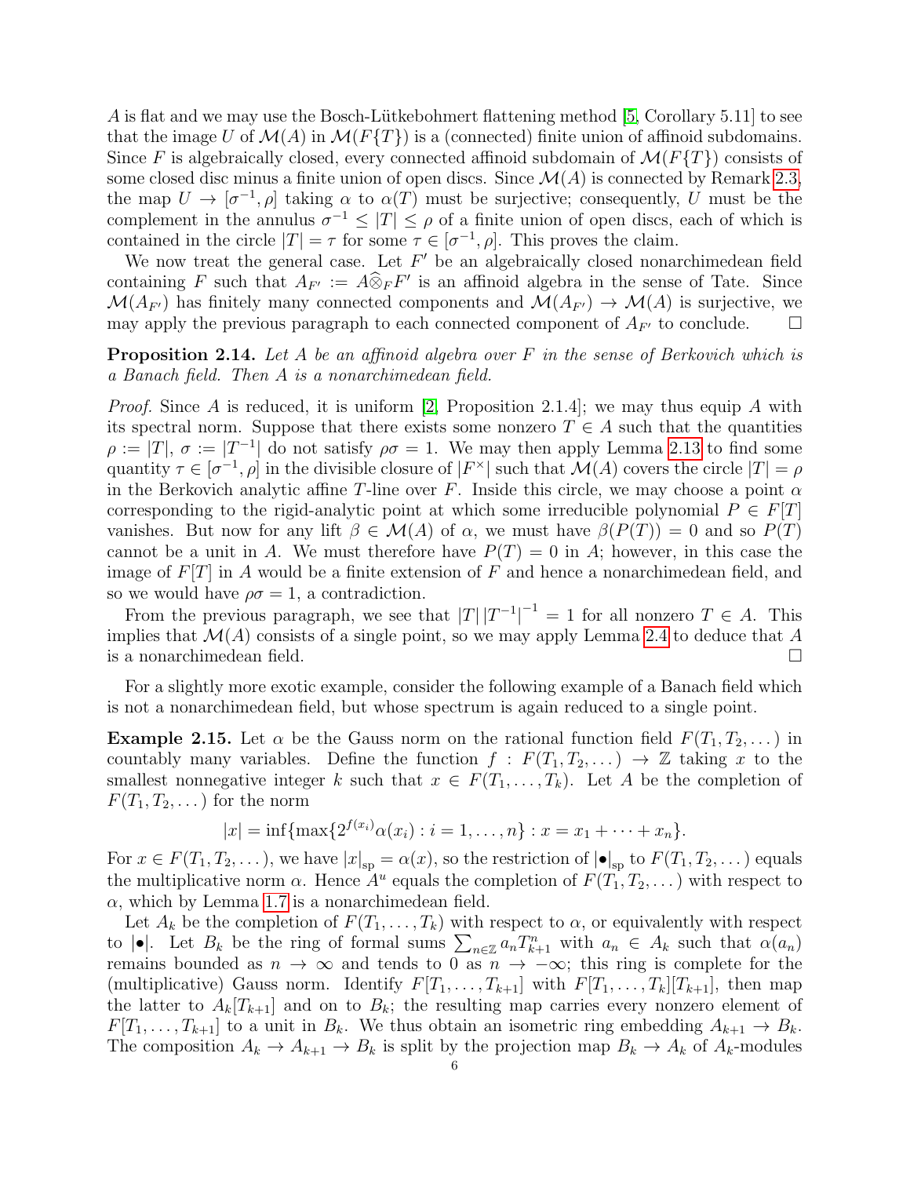$A$ is flat and we may use the Bosch-Lütkebohmert flattening method [5, Corollary 5.11] to see that the image $U$ of $\mathcal{M}(A)$ in $\mathcal{M}(F\{T\})$ is a (connected) finite union of affinoid subdomains. Since $F$ is algebraically closed, every connected affinoid subdomain of $\mathcal{M}(F\{T\})$ consists of some closed disc minus a finite union of open discs. Since $\mathcal{M}(A)$ is connected by Remark 2.3, the map $U \to [\sigma^{-1}, \rho]$ taking $\alpha$ to $\alpha(T)$ must be surjective; consequently, $U$ must be the complement in the annulus $\sigma^{-1} \leq |T| \leq \rho$ of a finite union of open discs, each of which is contained in the circle $|T| = \tau$ for some $\tau \in [\sigma^{-1}, \rho]$. This proves the claim.

We now treat the general case. Let $F'$ be an algebraically closed nonarchimedean field containing $F$ such that $A_{F'} := A\widehat{\otimes}_F F'$ is an affinoid algebra in the sense of Tate. Since $\mathcal{M}(A_{F'})$ has finitely many connected components and $\mathcal{M}(A_{F'}) \to \mathcal{M}(A)$ is surjective, we may apply the previous paragraph to each connected component of $A_{F'}$ to conclude. $\square$

**Proposition 2.14.** *Let $A$ be an affinoid algebra over $F$ in the sense of Berkovich which is a Banach field. Then $A$ is a nonarchimedean field.*

*Proof.* Since $A$ is reduced, it is uniform [2, Proposition 2.1.4]; we may thus equip $A$ with its spectral norm. Suppose that there exists some nonzero $T \in A$ such that the quantities $\rho := |T|$, $\sigma := |T^{-1}|$ do not satisfy $\rho\sigma = 1$. We may then apply Lemma 2.13 to find some quantity $\tau \in [\sigma^{-1}, \rho]$ in the divisible closure of $|F^\times|$ such that $\mathcal{M}(A)$ covers the circle $|T| = \rho$ in the Berkovich analytic affine $T$-line over $F$. Inside this circle, we may choose a point $\alpha$ corresponding to the rigid-analytic point at which some irreducible polynomial $P \in F[T]$ vanishes. But now for any lift $\beta \in \mathcal{M}(A)$ of $\alpha$, we must have $\beta(P(T)) = 0$ and so $P(T)$ cannot be a unit in $A$. We must therefore have $P(T) = 0$ in $A$; however, in this case the image of $F[T]$ in $A$ would be a finite extension of $F$ and hence a nonarchimedean field, and so we would have $\rho\sigma = 1$, a contradiction.

From the previous paragraph, we see that $|T|\,|T^{-1}|^{-1} = 1$ for all nonzero $T \in A$. This implies that $\mathcal{M}(A)$ consists of a single point, so we may apply Lemma 2.4 to deduce that $A$ is a nonarchimedean field. $\square$

For a slightly more exotic example, consider the following example of a Banach field which is not a nonarchimedean field, but whose spectrum is again reduced to a single point.

**Example 2.15.** Let $\alpha$ be the Gauss norm on the rational function field $F(T_1, T_2, \dots)$ in countably many variables. Define the function $f : F(T_1, T_2, \dots) \to \mathbb{Z}$ taking $x$ to the smallest nonnegative integer $k$ such that $x \in F(T_1, \dots, T_k)$. Let $A$ be the completion of $F(T_1, T_2, \dots)$ for the norm

$$|x| = \inf\{\max\{2^{f(x_i)}\alpha(x_i) : i = 1, \dots, n\} : x = x_1 + \cdots + x_n\}.$$

For $x \in F(T_1, T_2, \dots)$, we have $|x|_{\mathrm{sp}} = \alpha(x)$, so the restriction of $|\bullet|_{\mathrm{sp}}$ to $F(T_1, T_2, \dots)$ equals the multiplicative norm $\alpha$. Hence $A^u$ equals the completion of $F(T_1, T_2, \dots)$ with respect to $\alpha$, which by Lemma 1.7 is a nonarchimedean field.

Let $A_k$ be the completion of $F(T_1, \dots, T_k)$ with respect to $\alpha$, or equivalently with respect to $|\bullet|$. Let $B_k$ be the ring of formal sums $\sum_{n\in\mathbb{Z}} a_n T_{k+1}^n$ with $a_n \in A_k$ such that $\alpha(a_n)$ remains bounded as $n \to \infty$ and tends to 0 as $n \to -\infty$; this ring is complete for the (multiplicative) Gauss norm. Identify $F[T_1, \dots, T_{k+1}]$ with $F[T_1, \dots, T_k][T_{k+1}]$, then map the latter to $A_k[T_{k+1}]$ and on to $B_k$; the resulting map carries every nonzero element of $F[T_1, \dots, T_{k+1}]$ to a unit in $B_k$. We thus obtain an isometric ring embedding $A_{k+1} \to B_k$. The composition $A_k \to A_{k+1} \to B_k$ is split by the projection map $B_k \to A_k$ of $A_k$-modules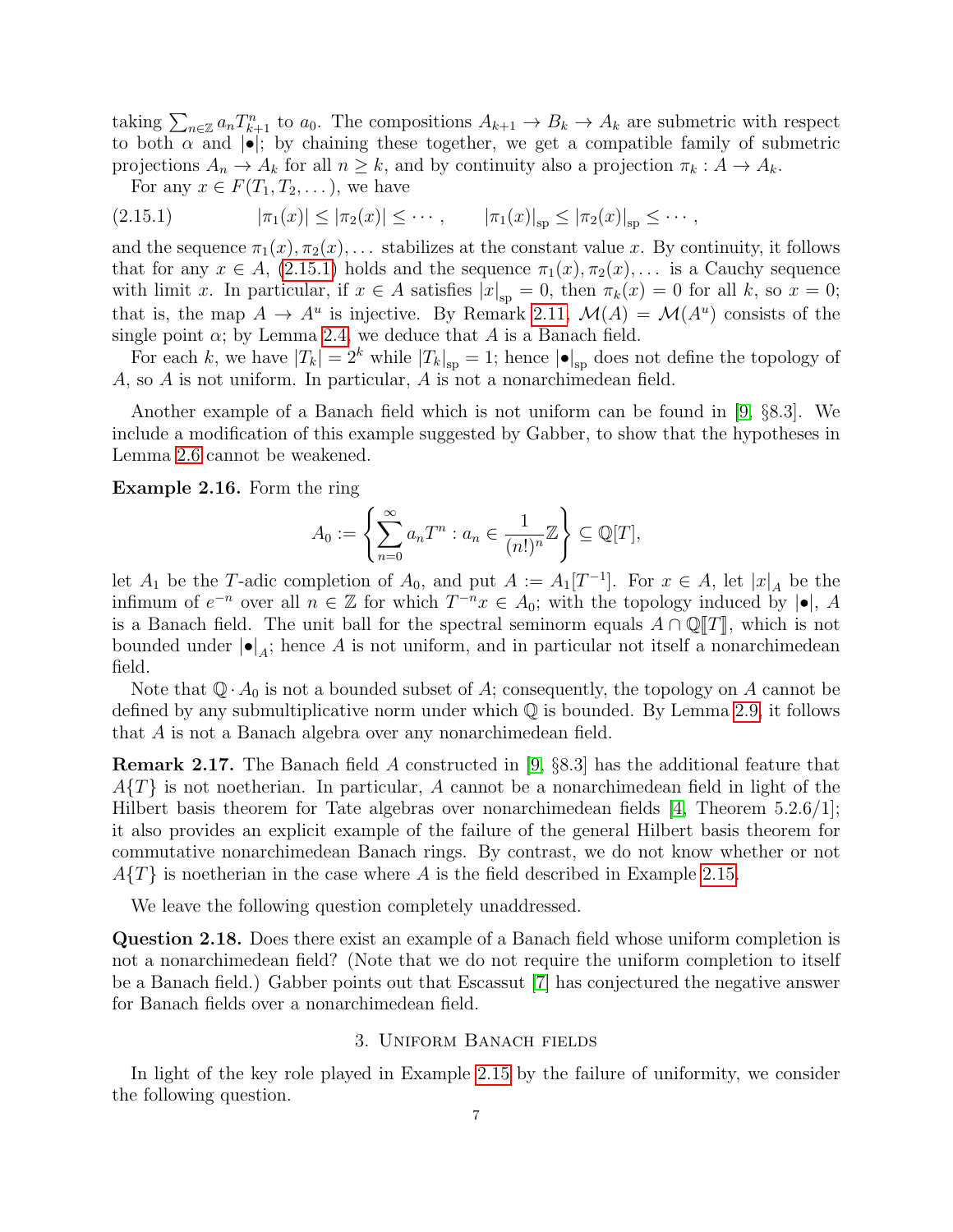taking $\sum_{n\in\mathbb{Z}} a_n T_{k+1}^n$ to $a_0$. The compositions $A_{k+1} \to B_k \to A_k$ are submetric with respect to both $\alpha$ and $|\bullet|$; by chaining these together, we get a compatible family of submetric projections $A_n \to A_k$ for all $n \geq k$, and by continuity also a projection $\pi_k : A \to A_k$.

For any $x \in F(T_1, T_2, \dots)$, we have

$$
|\pi_1(x)| \leq |\pi_2(x)| \leq \cdots, \qquad |\pi_1(x)|_{\mathrm{sp}} \leq |\pi_2(x)|_{\mathrm{sp}} \leq \cdots, \tag{2.15.1}
$$

and the sequence $\pi_1(x), \pi_2(x), \dots$ stabilizes at the constant value $x$. By continuity, it follows that for any $x \in A$, (2.15.1) holds and the sequence $\pi_1(x), \pi_2(x), \dots$ is a Cauchy sequence with limit $x$. In particular, if $x \in A$ satisfies $|x|_{\mathrm{sp}} = 0$, then $\pi_k(x) = 0$ for all $k$, so $x = 0$; that is, the map $A \to A^u$ is injective. By Remark 2.11, $\mathcal{M}(A) = \mathcal{M}(A^u)$ consists of the single point $\alpha$; by Lemma 2.4, we deduce that $A$ is a Banach field.

For each $k$, we have $|T_k| = 2^k$ while $|T_k|_{\mathrm{sp}} = 1$; hence $|\bullet|_{\mathrm{sp}}$ does not define the topology of $A$, so $A$ is not uniform. In particular, $A$ is not a nonarchimedean field.

Another example of a Banach field which is not uniform can be found in [9, §8.3]. We include a modification of this example suggested by Gabber, to show that the hypotheses in Lemma 2.6 cannot be weakened.

**Example 2.16.** Form the ring

$$
A_0 := \left\{ \sum_{n=0}^{\infty} a_n T^n : a_n \in \frac{1}{(n!)^n}\mathbb{Z} \right\} \subseteq \mathbb{Q}[T],
$$

let $A_1$ be the $T$-adic completion of $A_0$, and put $A := A_1[T^{-1}]$. For $x \in A$, let $|x|_A$ be the infimum of $e^{-n}$ over all $n \in \mathbb{Z}$ for which $T^{-n}x \in A_0$; with the topology induced by $|\bullet|$, $A$ is a Banach field. The unit ball for the spectral seminorm equals $A \cap \mathbb{Q}[\![T]\!]$, which is not bounded under $|\bullet|_A$; hence $A$ is not uniform, and in particular not itself a nonarchimedean field.

Note that $\mathbb{Q} \cdot A_0$ is not a bounded subset of $A$; consequently, the topology on $A$ cannot be defined by any submultiplicative norm under which $\mathbb{Q}$ is bounded. By Lemma 2.9, it follows that $A$ is not a Banach algebra over any nonarchimedean field.

**Remark 2.17.** The Banach field $A$ constructed in [9, §8.3] has the additional feature that $A\{T\}$ is not noetherian. In particular, $A$ cannot be a nonarchimedean field in light of the Hilbert basis theorem for Tate algebras over nonarchimedean fields [4, Theorem 5.2.6/1]; it also provides an explicit example of the failure of the general Hilbert basis theorem for commutative nonarchimedean Banach rings. By contrast, we do not know whether or not $A\{T\}$ is noetherian in the case where $A$ is the field described in Example 2.15.

We leave the following question completely unaddressed.

**Question 2.18.** Does there exist an example of a Banach field whose uniform completion is not a nonarchimedean field? (Note that we do not require the uniform completion to itself be a Banach field.) Gabber points out that Escassut [7] has conjectured the negative answer for Banach fields over a nonarchimedean field.

## 3. Uniform Banach fields

In light of the key role played in Example 2.15 by the failure of uniformity, we consider the following question.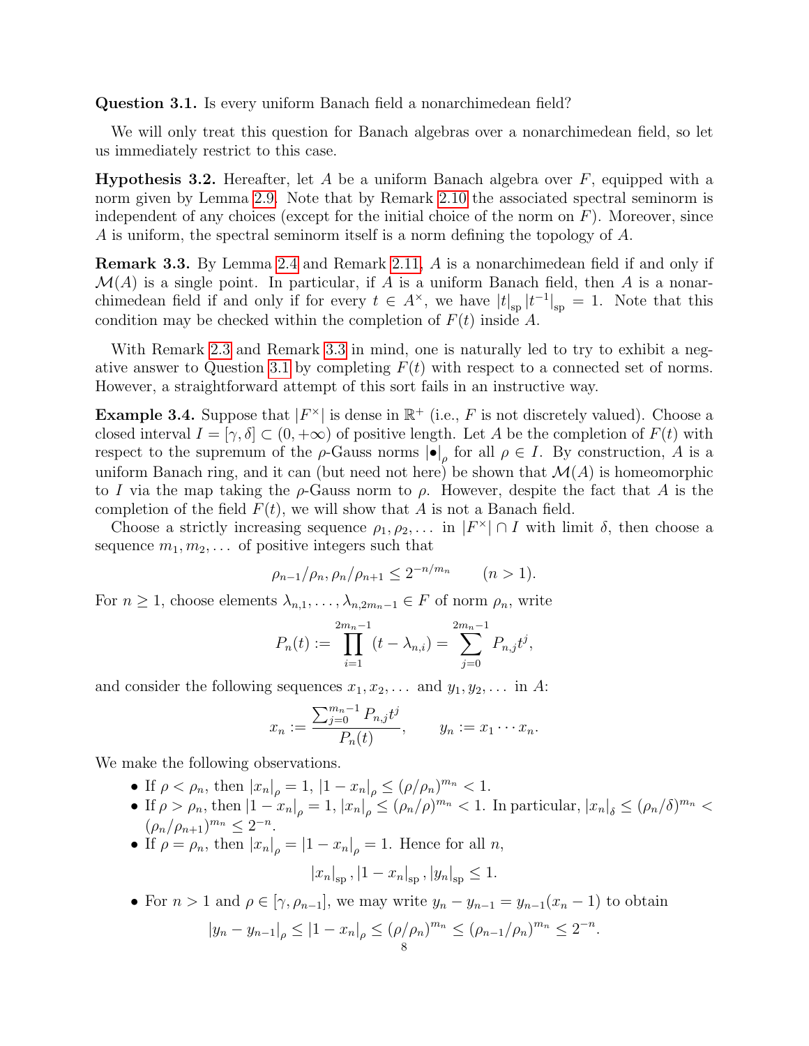**Question 3.1.** Is every uniform Banach field a nonarchimedean field?

We will only treat this question for Banach algebras over a nonarchimedean field, so let us immediately restrict to this case.

**Hypothesis 3.2.** Hereafter, let $A$ be a uniform Banach algebra over $F$, equipped with a norm given by Lemma 2.9. Note that by Remark 2.10 the associated spectral seminorm is independent of any choices (except for the initial choice of the norm on $F$). Moreover, since $A$ is uniform, the spectral seminorm itself is a norm defining the topology of $A$.

**Remark 3.3.** By Lemma 2.4 and Remark 2.11, $A$ is a nonarchimedean field if and only if $\mathcal{M}(A)$ is a single point. In particular, if $A$ is a uniform Banach field, then $A$ is a nonarchimedean field if and only if for every $t \in A^\times$, we have $|t|_{\mathrm{sp}} |t^{-1}|_{\mathrm{sp}} = 1$. Note that this condition may be checked within the completion of $F(t)$ inside $A$.

With Remark 2.3 and Remark 3.3 in mind, one is naturally led to try to exhibit a negative answer to Question 3.1 by completing $F(t)$ with respect to a connected set of norms. However, a straightforward attempt of this sort fails in an instructive way.

**Example 3.4.** Suppose that $|F^\times|$ is dense in $\mathbb{R}^+$ (i.e., $F$ is not discretely valued). Choose a closed interval $I = [\gamma, \delta] \subset (0, +\infty)$ of positive length. Let $A$ be the completion of $F(t)$ with respect to the supremum of the $\rho$-Gauss norms $|\bullet|_\rho$ for all $\rho \in I$. By construction, $A$ is a uniform Banach ring, and it can (but need not here) be shown that $\mathcal{M}(A)$ is homeomorphic to $I$ via the map taking the $\rho$-Gauss norm to $\rho$. However, despite the fact that $A$ is the completion of the field $F(t)$, we will show that $A$ is not a Banach field.

Choose a strictly increasing sequence $\rho_1, \rho_2, \dots$ in $|F^\times| \cap I$ with limit $\delta$, then choose a sequence $m_1, m_2, \dots$ of positive integers such that

$$\rho_{n-1}/\rho_n, \rho_n/\rho_{n+1} \leq 2^{-n/m_n} \qquad (n > 1).$$

For $n \geq 1$, choose elements $\lambda_{n,1}, \dots, \lambda_{n,2m_n-1} \in F$ of norm $\rho_n$, write

$$P_n(t) := \prod_{i=1}^{2m_n-1} (t - \lambda_{n,i}) = \sum_{j=0}^{2m_n-1} P_{n,j} t^j,$$

and consider the following sequences $x_1, x_2, \dots$ and $y_1, y_2, \dots$ in $A$:

$$x_n := \frac{\sum_{j=0}^{m_n-1} P_{n,j} t^j}{P_n(t)}, \qquad y_n := x_1 \cdots x_n.$$

We make the following observations.

- If $\rho < \rho_n$, then $|x_n|_\rho = 1$, $|1 - x_n|_\rho \leq (\rho/\rho_n)^{m_n} < 1$.
- If $\rho > \rho_n$, then $|1 - x_n|_\rho = 1$, $|x_n|_\rho \leq (\rho_n/\rho)^{m_n} < 1$. In particular, $|x_n|_\delta \leq (\rho_n/\delta)^{m_n} < (\rho_n/\rho_{n+1})^{m_n} \leq 2^{-n}$.
- If $\rho = \rho_n$, then $|x_n|_\rho = |1 - x_n|_\rho = 1$. Hence for all $n$,

$$|x_n|_{\mathrm{sp}}, |1 - x_n|_{\mathrm{sp}}, |y_n|_{\mathrm{sp}} \leq 1.$$

- For $n > 1$ and $\rho \in [\gamma, \rho_{n-1}]$, we may write $y_n - y_{n-1} = y_{n-1}(x_n - 1)$ to obtain

$$|y_n - y_{n-1}|_\rho \leq |1 - x_n|_\rho \leq (\rho/\rho_n)^{m_n} \leq (\rho_{n-1}/\rho_n)^{m_n} \leq 2^{-n}.$$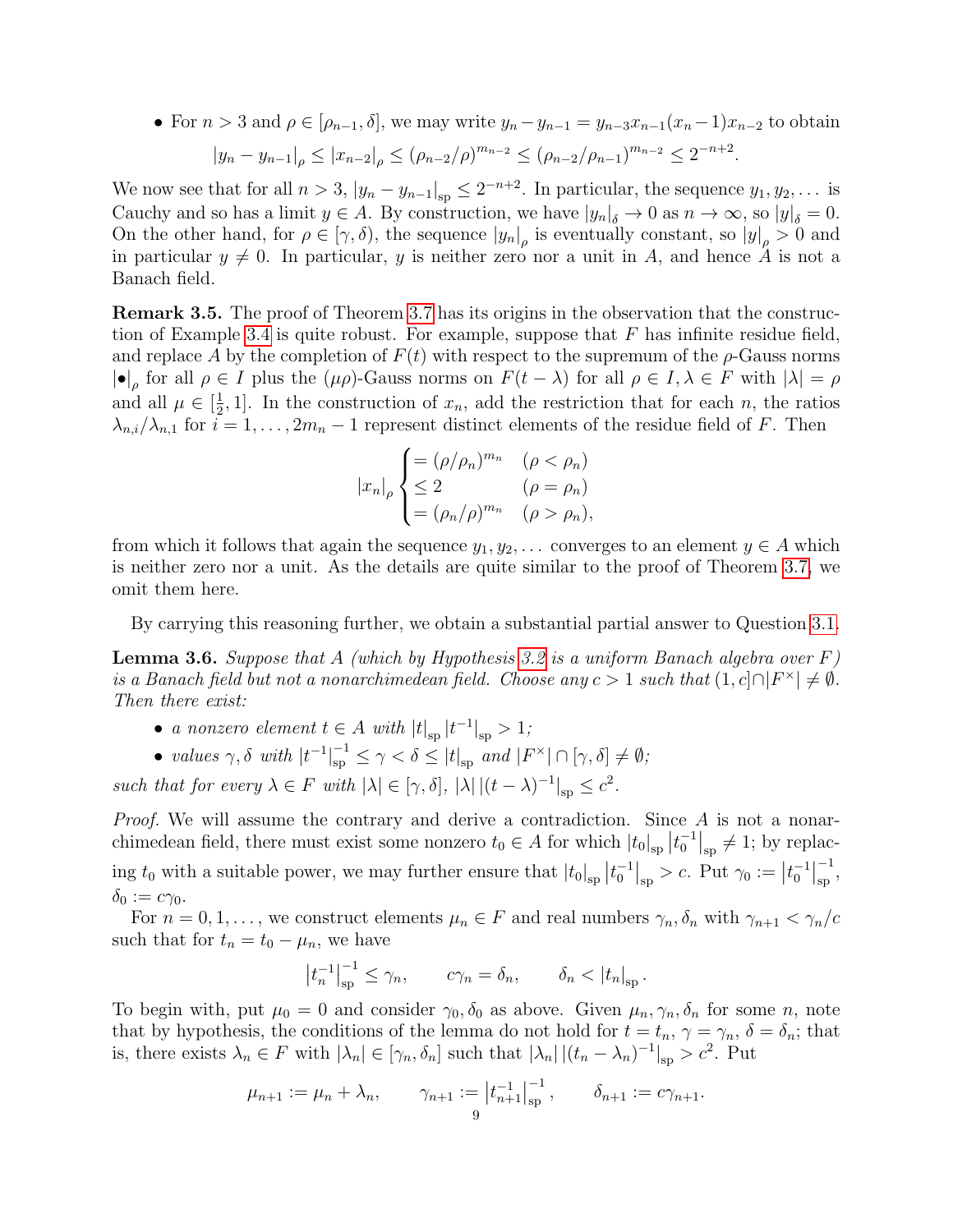- For $n > 3$ and $\rho \in [\rho_{n-1}, \delta]$, we may write $y_n - y_{n-1} = y_{n-3}x_{n-1}(x_n - 1)x_{n-2}$ to obtain
$$|y_n - y_{n-1}|_\rho \leq |x_{n-2}|_\rho \leq (\rho_{n-2}/\rho)^{m_{n-2}} \leq (\rho_{n-2}/\rho_{n-1})^{m_{n-2}} \leq 2^{-n+2}.$$

We now see that for all $n > 3$, $|y_n - y_{n-1}|_{\mathrm{sp}} \leq 2^{-n+2}$. In particular, the sequence $y_1, y_2, \dots$ is Cauchy and so has a limit $y \in A$. By construction, we have $|y_n|_\delta \to 0$ as $n \to \infty$, so $|y|_\delta = 0$. On the other hand, for $\rho \in [\gamma, \delta)$, the sequence $|y_n|_\rho$ is eventually constant, so $|y|_\rho > 0$ and in particular $y \neq 0$. In particular, $y$ is neither zero nor a unit in $A$, and hence $A$ is not a Banach field.

**Remark 3.5.** The proof of Theorem 3.7 has its origins in the observation that the construction of Example 3.4 is quite robust. For example, suppose that $F$ has infinite residue field, and replace $A$ by the completion of $F(t)$ with respect to the supremum of the $\rho$-Gauss norms $|\bullet|_\rho$ for all $\rho \in I$ plus the $(\mu\rho)$-Gauss norms on $F(t-\lambda)$ for all $\rho \in I, \lambda \in F$ with $|\lambda| = \rho$ and all $\mu \in [\frac{1}{2}, 1]$. In the construction of $x_n$, add the restriction that for each $n$, the ratios $\lambda_{n,i}/\lambda_{n,1}$ for $i = 1, \dots, 2m_n - 1$ represent distinct elements of the residue field of $F$. Then

$$|x_n|_\rho \begin{cases} = (\rho/\rho_n)^{m_n} & (\rho < \rho_n) \\ \leq 2 & (\rho = \rho_n) \\ = (\rho_n/\rho)^{m_n} & (\rho > \rho_n), \end{cases}$$

from which it follows that again the sequence $y_1, y_2, \dots$ converges to an element $y \in A$ which is neither zero nor a unit. As the details are quite similar to the proof of Theorem 3.7, we omit them here.

By carrying this reasoning further, we obtain a substantial partial answer to Question 3.1.

**Lemma 3.6.** *Suppose that $A$ (which by Hypothesis 3.2 is a uniform Banach algebra over $F$) is a Banach field but not a nonarchimedean field. Choose any $c > 1$ such that $(1, c] \cap |F^\times| \neq \emptyset$. Then there exist:*

- *a nonzero element $t \in A$ with $|t|_{\mathrm{sp}} |t^{-1}|_{\mathrm{sp}} > 1$;*
- *values $\gamma, \delta$ with $|t^{-1}|_{\mathrm{sp}}^{-1} \leq \gamma < \delta \leq |t|_{\mathrm{sp}}$ and $|F^\times| \cap [\gamma, \delta] \neq \emptyset$;*

*such that for every $\lambda \in F$ with $|\lambda| \in [\gamma, \delta]$, $|\lambda| \, |(t-\lambda)^{-1}|_{\mathrm{sp}} \leq c^2$.*

*Proof.* We will assume the contrary and derive a contradiction. Since $A$ is not a nonarchimedean field, there must exist some nonzero $t_0 \in A$ for which $|t_0|_{\mathrm{sp}} \left|t_0^{-1}\right|_{\mathrm{sp}} \neq 1$; by replacing $t_0$ with a suitable power, we may further ensure that $|t_0|_{\mathrm{sp}} \left|t_0^{-1}\right|_{\mathrm{sp}} > c$. Put $\gamma_0 := \left|t_0^{-1}\right|_{\mathrm{sp}}^{-1}$, $\delta_0 := c\gamma_0$.

For $n = 0, 1, \dots$, we construct elements $\mu_n \in F$ and real numbers $\gamma_n, \delta_n$ with $\gamma_{n+1} < \gamma_n/c$ such that for $t_n = t_0 - \mu_n$, we have

$$\left|t_n^{-1}\right|_{\mathrm{sp}}^{-1} \leq \gamma_n, \qquad c\gamma_n = \delta_n, \qquad \delta_n < |t_n|_{\mathrm{sp}}.$$

To begin with, put $\mu_0 = 0$ and consider $\gamma_0, \delta_0$ as above. Given $\mu_n, \gamma_n, \delta_n$ for some $n$, note that by hypothesis, the conditions of the lemma do not hold for $t = t_n$, $\gamma = \gamma_n$, $\delta = \delta_n$; that is, there exists $\lambda_n \in F$ with $|\lambda_n| \in [\gamma_n, \delta_n]$ such that $|\lambda_n| \left|(t_n - \lambda_n)^{-1}\right|_{\mathrm{sp}} > c^2$. Put

$$\mu_{n+1} := \mu_n + \lambda_n, \qquad \gamma_{n+1} := \left|t_{n+1}^{-1}\right|_{\mathrm{sp}}^{-1}, \qquad \delta_{n+1} := c\gamma_{n+1}.$$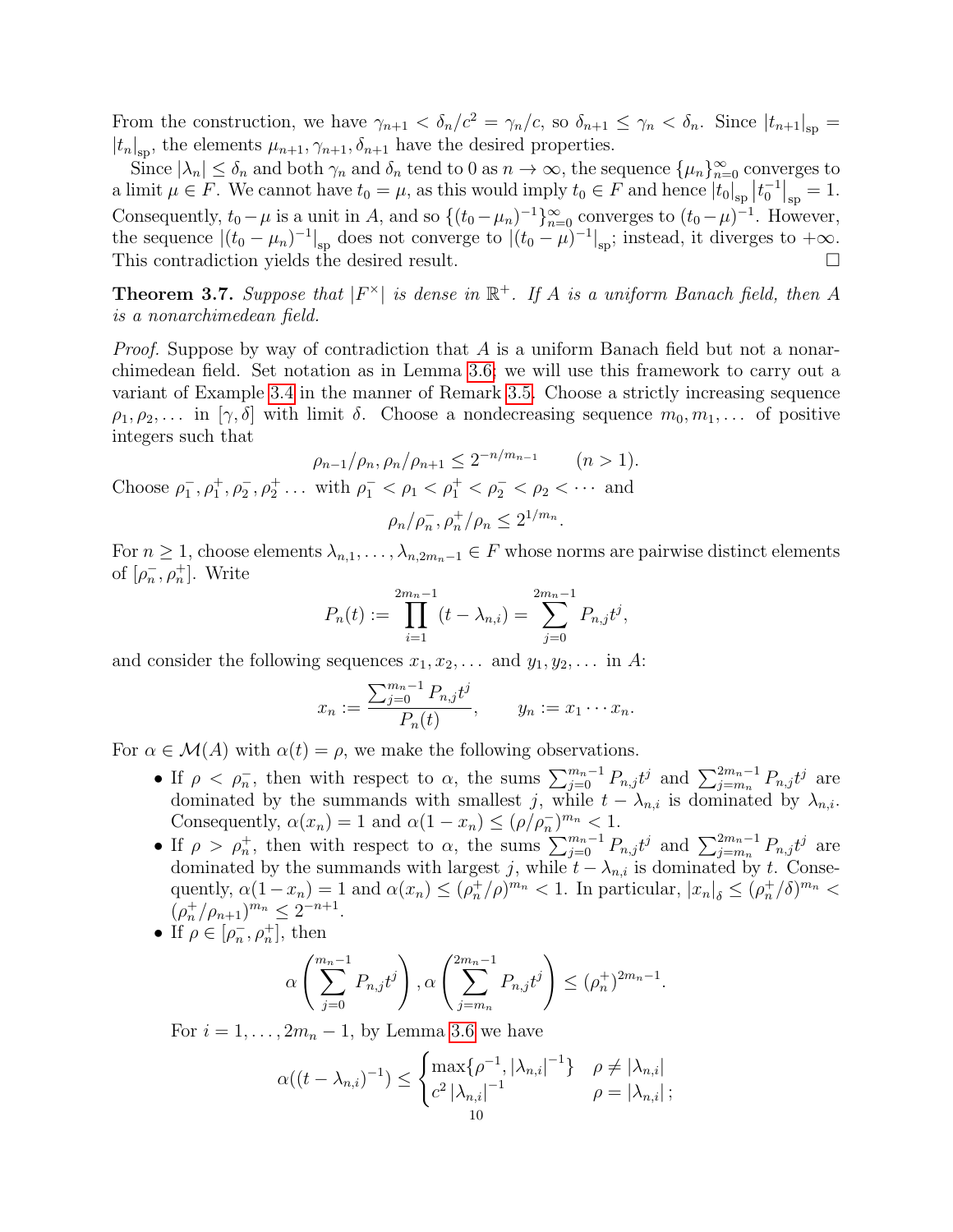From the construction, we have $\gamma_{n+1} < \delta_n/c^2 = \gamma_n/c$, so $\delta_{n+1} \leq \gamma_n < \delta_n$. Since $|t_{n+1}|_{\mathrm{sp}} = |t_n|_{\mathrm{sp}}$, the elements $\mu_{n+1}, \gamma_{n+1}, \delta_{n+1}$ have the desired properties.

Since $|\lambda_n| \leq \delta_n$ and both $\gamma_n$ and $\delta_n$ tend to 0 as $n \to \infty$, the sequence $\{\mu_n\}_{n=0}^\infty$ converges to a limit $\mu \in F$. We cannot have $t_0 = \mu$, as this would imply $t_0 \in F$ and hence $|t_0|_{\mathrm{sp}} |t_0^{-1}|_{\mathrm{sp}} = 1$. Consequently, $t_0 - \mu$ is a unit in $A$, and so $\{(t_0 - \mu_n)^{-1}\}_{n=0}^\infty$ converges to $(t_0-\mu)^{-1}$. However, the sequence $|(t_0-\mu_n)^{-1}|_{\mathrm{sp}}$ does not converge to $|(t_0-\mu)^{-1}|_{\mathrm{sp}}$; instead, it diverges to $+\infty$. This contradiction yields the desired result. □

**Theorem 3.7.** *Suppose that $|F^\times|$ is dense in $\mathbb{R}^+$. If $A$ is a uniform Banach field, then $A$ is a nonarchimedean field.*

*Proof.* Suppose by way of contradiction that $A$ is a uniform Banach field but not a nonarchimedean field. Set notation as in Lemma 3.6; we will use this framework to carry out a variant of Example 3.4 in the manner of Remark 3.5. Choose a strictly increasing sequence $\rho_1, \rho_2, \dots$ in $[\gamma, \delta]$ with limit $\delta$. Choose a nondecreasing sequence $m_0, m_1, \dots$ of positive integers such that

$$\rho_{n-1}/\rho_n, \rho_n/\rho_{n+1} \leq 2^{-n/m_{n-1}} \qquad (n > 1).$$

Choose $\rho_1^-, \rho_1^+, \rho_2^-, \rho_2^+ \dots$ with $\rho_1^- < \rho_1 < \rho_1^+ < \rho_2^- < \rho_2 < \cdots$ and

$$\rho_n/\rho_n^-, \rho_n^+/\rho_n \leq 2^{1/m_n}.$$

For $n \geq 1$, choose elements $\lambda_{n,1}, \dots, \lambda_{n,2m_n-1} \in F$ whose norms are pairwise distinct elements of $[\rho_n^-, \rho_n^+]$. Write

$$P_n(t) := \prod_{i=1}^{2m_n-1} (t - \lambda_{n,i}) = \sum_{j=0}^{2m_n-1} P_{n,j} t^j,$$

and consider the following sequences $x_1, x_2, \dots$ and $y_1, y_2, \dots$ in $A$:

$$x_n := \frac{\sum_{j=0}^{m_n-1} P_{n,j} t^j}{P_n(t)}, \qquad y_n := x_1 \cdots x_n.$$

For $\alpha \in \mathcal{M}(A)$ with $\alpha(t) = \rho$, we make the following observations.

- If $\rho < \rho_n^-$, then with respect to $\alpha$, the sums $\sum_{j=0}^{m_n-1} P_{n,j} t^j$ and $\sum_{j=m_n}^{2m_n-1} P_{n,j} t^j$ are dominated by the summands with smallest $j$, while $t - \lambda_{n,i}$ is dominated by $\lambda_{n,i}$. Consequently, $\alpha(x_n) = 1$ and $\alpha(1 - x_n) \leq (\rho/\rho_n^-)^{m_n} < 1$.
- If $\rho > \rho_n^+$, then with respect to $\alpha$, the sums $\sum_{j=0}^{m_n-1} P_{n,j} t^j$ and $\sum_{j=m_n}^{2m_n-1} P_{n,j} t^j$ are dominated by the summands with largest $j$, while $t - \lambda_{n,i}$ is dominated by $t$. Consequently, $\alpha(1-x_n) = 1$ and $\alpha(x_n) \leq (\rho_n^+/\rho)^{m_n} < 1$. In particular, $|x_n|_\delta \leq (\rho_n^+/\delta)^{m_n} < (\rho_n^+/\rho_{n+1})^{m_n} \leq 2^{-n+1}$.
- If $\rho \in [\rho_n^-, \rho_n^+]$, then

$$\alpha\left(\sum_{j=0}^{m_n-1} P_{n,j} t^j\right), \alpha\left(\sum_{j=m_n}^{2m_n-1} P_{n,j} t^j\right) \leq (\rho_n^+)^{2m_n-1}.$$

  For $i = 1, \dots, 2m_n - 1$, by Lemma 3.6 we have

$$\alpha((t-\lambda_{n,i})^{-1}) \leq \begin{cases} \max\{\rho^{-1}, |\lambda_{n,i}|^{-1}\} & \rho \neq |\lambda_{n,i}| \\ c^2 |\lambda_{n,i}|^{-1} & \rho = |\lambda_{n,i}|; \end{cases}$$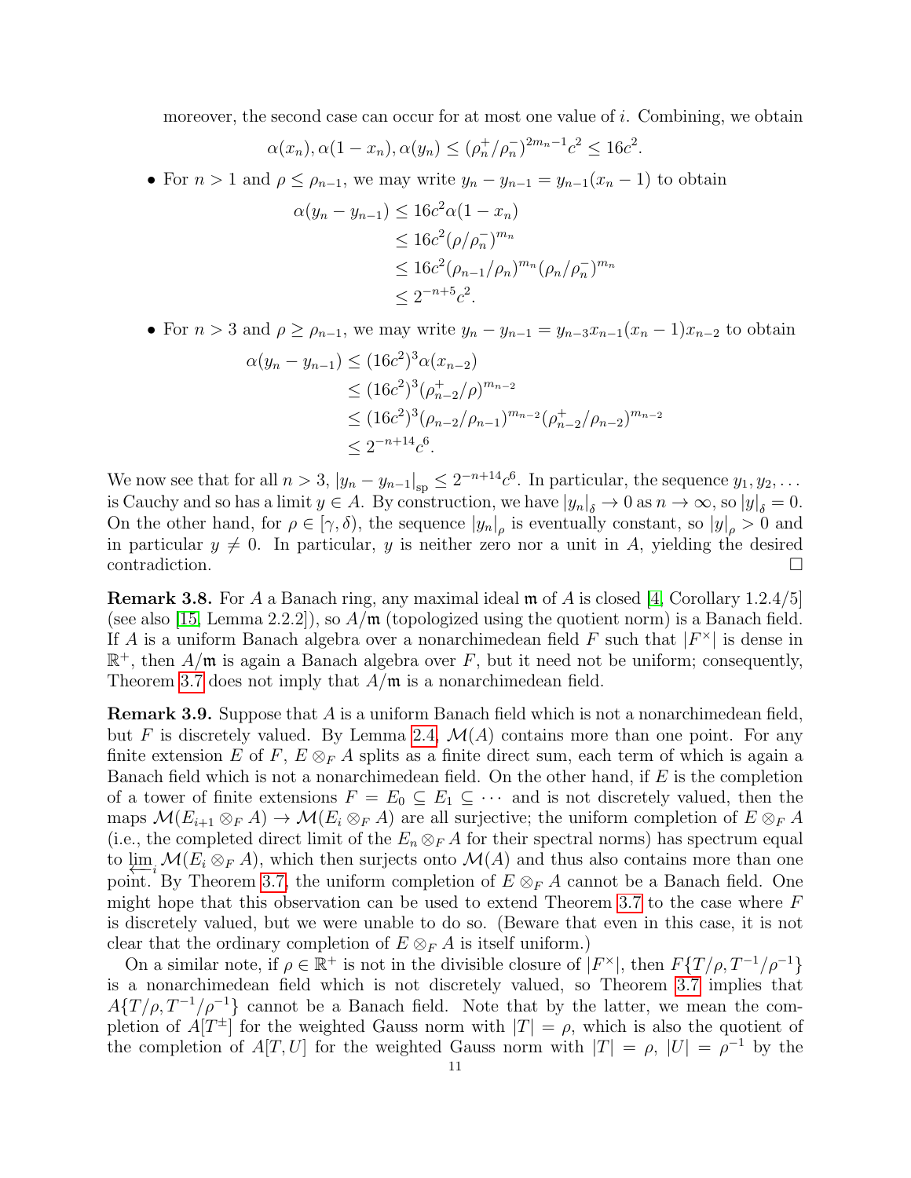moreover, the second case can occur for at most one value of $i$. Combining, we obtain

$$\alpha(x_n), \alpha(1-x_n), \alpha(y_n) \leq (\rho_n^+/\rho_n^-)^{2m_n - 1} c^2 \leq 16c^2.$$

- For $n > 1$ and $\rho \leq \rho_{n-1}$, we may write $y_n - y_{n-1} = y_{n-1}(x_n - 1)$ to obtain

$$\begin{aligned}
\alpha(y_n - y_{n-1}) &\leq 16c^2 \alpha(1 - x_n) \\
&\leq 16c^2 (\rho/\rho_n^-)^{m_n} \\
&\leq 16c^2 (\rho_{n-1}/\rho_n)^{m_n} (\rho_n/\rho_n^-)^{m_n} \\
&\leq 2^{-n+5} c^2.
\end{aligned}$$

- For $n > 3$ and $\rho \geq \rho_{n-1}$, we may write $y_n - y_{n-1} = y_{n-3}x_{n-1}(x_n - 1)x_{n-2}$ to obtain

$$\begin{aligned}
\alpha(y_n - y_{n-1}) &\leq (16c^2)^3 \alpha(x_{n-2}) \\
&\leq (16c^2)^3 (\rho_{n-2}^+/\rho)^{m_{n-2}} \\
&\leq (16c^2)^3 (\rho_{n-2}/\rho_{n-1})^{m_{n-2}} (\rho_{n-2}^+/\rho_{n-2})^{m_{n-2}} \\
&\leq 2^{-n+14} c^6.
\end{aligned}$$

We now see that for all $n > 3$, $|y_n - y_{n-1}|_{\mathrm{sp}} \leq 2^{-n+14}c^6$. In particular, the sequence $y_1, y_2, \dots$ is Cauchy and so has a limit $y \in A$. By construction, we have $|y_n|_\delta \to 0$ as $n \to \infty$, so $|y|_\delta = 0$. On the other hand, for $\rho \in [\gamma, \delta)$, the sequence $|y_n|_\rho$ is eventually constant, so $|y|_\rho > 0$ and in particular $y \neq 0$. In particular, $y$ is neither zero nor a unit in $A$, yielding the desired contradiction. $\square$

**Remark 3.8.** For $A$ a Banach ring, any maximal ideal $\mathfrak{m}$ of $A$ is closed [4, Corollary 1.2.4/5] (see also [15, Lemma 2.2.2]), so $A/\mathfrak{m}$ (topologized using the quotient norm) is a Banach field. If $A$ is a uniform Banach algebra over a nonarchimedean field $F$ such that $|F^\times|$ is dense in $\mathbb{R}^+$, then $A/\mathfrak{m}$ is again a Banach algebra over $F$, but it need not be uniform; consequently, Theorem 3.7 does not imply that $A/\mathfrak{m}$ is a nonarchimedean field.

**Remark 3.9.** Suppose that $A$ is a uniform Banach field which is not a nonarchimedean field, but $F$ is discretely valued. By Lemma 2.4, $\mathcal{M}(A)$ contains more than one point. For any finite extension $E$ of $F$, $E \otimes_F A$ splits as a finite direct sum, each term of which is again a Banach field which is not a nonarchimedean field. On the other hand, if $E$ is the completion of a tower of finite extensions $F = E_0 \subseteq E_1 \subseteq \cdots$ and is not discretely valued, then the maps $\mathcal{M}(E_{i+1} \otimes_F A) \to \mathcal{M}(E_i \otimes_F A)$ are all surjective; the uniform completion of $E \otimes_F A$ (i.e., the completed direct limit of the $E_n \otimes_F A$ for their spectral norms) has spectrum equal to $\varprojlim_i \mathcal{M}(E_i \otimes_F A)$, which then surjects onto $\mathcal{M}(A)$ and thus also contains more than one point. By Theorem 3.7, the uniform completion of $E \otimes_F A$ cannot be a Banach field. One might hope that this observation can be used to extend Theorem 3.7 to the case where $F$ is discretely valued, but we were unable to do so. (Beware that even in this case, it is not clear that the ordinary completion of $E \otimes_F A$ is itself uniform.)

On a similar note, if $\rho \in \mathbb{R}^+$ is not in the divisible closure of $|F^\times|$, then $F\{T/\rho, T^{-1}/\rho^{-1}\}$ is a nonarchimedean field which is not discretely valued, so Theorem 3.7 implies that $A\{T/\rho, T^{-1}/\rho^{-1}\}$ cannot be a Banach field. Note that by the latter, we mean the completion of $A[T^\pm]$ for the weighted Gauss norm with $|T| = \rho$, which is also the quotient of the completion of $A[T, U]$ for the weighted Gauss norm with $|T| = \rho$, $|U| = \rho^{-1}$ by the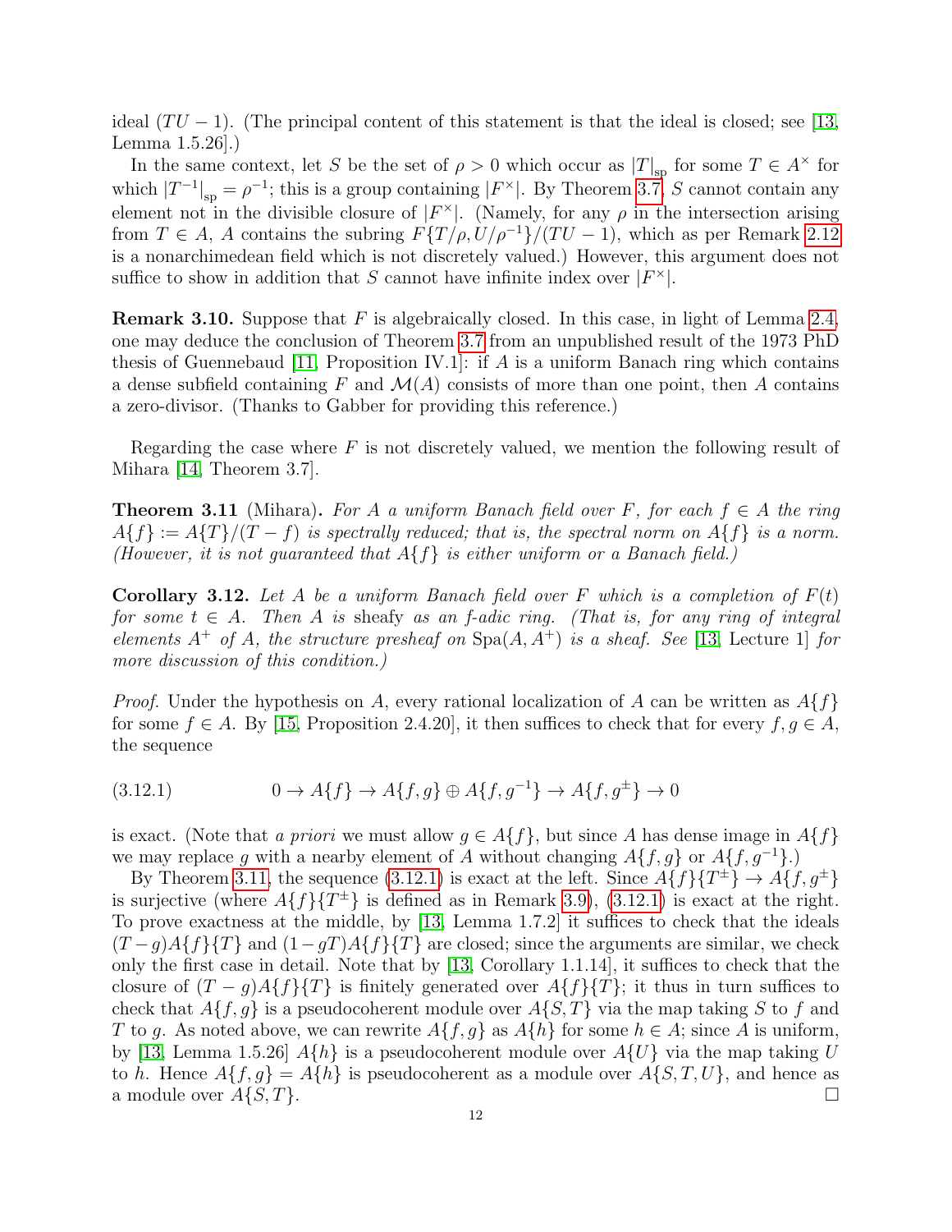ideal $(TU - 1)$. (The principal content of this statement is that the ideal is closed; see [13, Lemma 1.5.26].)

In the same context, let $S$ be the set of $\rho > 0$ which occur as $|T|_{\mathrm{sp}}$ for some $T \in A^\times$ for which $|T^{-1}|_{\mathrm{sp}} = \rho^{-1}$; this is a group containing $|F^\times|$. By Theorem 3.7, $S$ cannot contain any element not in the divisible closure of $|F^\times|$. (Namely, for any $\rho$ in the intersection arising from $T \in A$, $A$ contains the subring $F\{T/\rho, U/\rho^{-1}\}/(TU - 1)$, which as per Remark 2.12 is a nonarchimedean field which is not discretely valued.) However, this argument does not suffice to show in addition that $S$ cannot have infinite index over $|F^\times|$.

**Remark 3.10.** Suppose that $F$ is algebraically closed. In this case, in light of Lemma 2.4, one may deduce the conclusion of Theorem 3.7 from an unpublished result of the 1973 PhD thesis of Guennebaud [11, Proposition IV.1]: if $A$ is a uniform Banach ring which contains a dense subfield containing $F$ and $\mathcal{M}(A)$ consists of more than one point, then $A$ contains a zero-divisor. (Thanks to Gabber for providing this reference.)

Regarding the case where $F$ is not discretely valued, we mention the following result of Mihara [14, Theorem 3.7].

**Theorem 3.11** (Mihara)**.** *For $A$ a uniform Banach field over $F$, for each $f \in A$ the ring $A\{f\} := A\{T\}/(T - f)$ is spectrally reduced; that is, the spectral norm on $A\{f\}$ is a norm. (However, it is not guaranteed that $A\{f\}$ is either uniform or a Banach field.)*

**Corollary 3.12.** *Let $A$ be a uniform Banach field over $F$ which is a completion of $F(t)$ for some $t \in A$. Then $A$ is* sheafy *as an $f$-adic ring. (That is, for any ring of integral elements $A^+$ of $A$, the structure presheaf on $\mathrm{Spa}(A, A^+)$ is a sheaf. See [13, Lecture 1] for more discussion of this condition.)*

*Proof.* Under the hypothesis on $A$, every rational localization of $A$ can be written as $A\{f\}$ for some $f \in A$. By [15, Proposition 2.4.20], it then suffices to check that for every $f, g \in A$, the sequence

$$0 \to A\{f\} \to A\{f, g\} \oplus A\{f, g^{-1}\} \to A\{f, g^\pm\} \to 0 \tag{3.12.1}$$

is exact. (Note that *a priori* we must allow $g \in A\{f\}$, but since $A$ has dense image in $A\{f\}$ we may replace $g$ with a nearby element of $A$ without changing $A\{f, g\}$ or $A\{f, g^{-1}\}$.)

By Theorem 3.11, the sequence (3.12.1) is exact at the left. Since $A\{f\}\{T^\pm\} \to A\{f, g^\pm\}$ is surjective (where $A\{f\}\{T^\pm\}$ is defined as in Remark 3.9), (3.12.1) is exact at the right. To prove exactness at the middle, by [13, Lemma 1.7.2] it suffices to check that the ideals $(T - g)A\{f\}\{T\}$ and $(1 - gT)A\{f\}\{T\}$ are closed; since the arguments are similar, we check only the first case in detail. Note that by [13, Corollary 1.1.14], it suffices to check that the closure of $(T - g)A\{f\}\{T\}$ is finitely generated over $A\{f\}\{T\}$; it thus in turn suffices to check that $A\{f, g\}$ is a pseudocoherent module over $A\{S, T\}$ via the map taking $S$ to $f$ and $T$ to $g$. As noted above, we can rewrite $A\{f, g\}$ as $A\{h\}$ for some $h \in A$; since $A$ is uniform, by [13, Lemma 1.5.26] $A\{h\}$ is a pseudocoherent module over $A\{U\}$ via the map taking $U$ to $h$. Hence $A\{f, g\} = A\{h\}$ is pseudocoherent as a module over $A\{S, T, U\}$, and hence as a module over $A\{S, T\}$. $\square$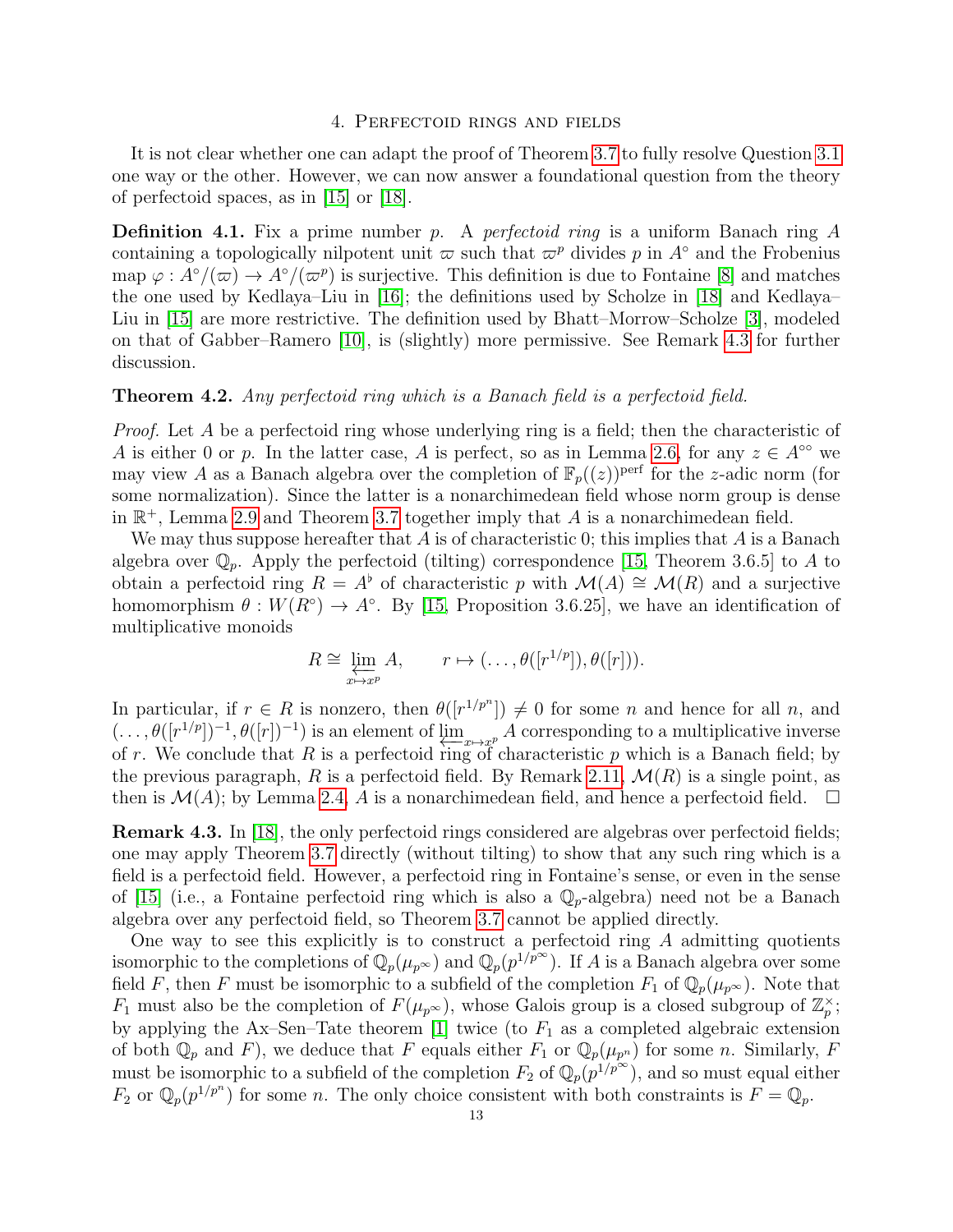## 4. Perfectoid rings and fields

It is not clear whether one can adapt the proof of Theorem 3.7 to fully resolve Question 3.1 one way or the other. However, we can now answer a foundational question from the theory of perfectoid spaces, as in [15] or [18].

**Definition 4.1.** Fix a prime number $p$. A *perfectoid ring* is a uniform Banach ring $A$ containing a topologically nilpotent unit $\varpi$ such that $\varpi^p$ divides $p$ in $A^\circ$ and the Frobenius map $\varphi : A^\circ/(\varpi) \to A^\circ/(\varpi^p)$ is surjective. This definition is due to Fontaine [8] and matches the one used by Kedlaya–Liu in [16]; the definitions used by Scholze in [18] and Kedlaya–Liu in [15] are more restrictive. The definition used by Bhatt–Morrow–Scholze [3], modeled on that of Gabber–Ramero [10], is (slightly) more permissive. See Remark 4.3 for further discussion.

**Theorem 4.2.** *Any perfectoid ring which is a Banach field is a perfectoid field.*

*Proof.* Let $A$ be a perfectoid ring whose underlying ring is a field; then the characteristic of $A$ is either 0 or $p$. In the latter case, $A$ is perfect, so as in Lemma 2.6, for any $z \in A^{\circ\circ}$ we may view $A$ as a Banach algebra over the completion of $\mathbb{F}_p((z))^{\mathrm{perf}}$ for the $z$-adic norm (for some normalization). Since the latter is a nonarchimedean field whose norm group is dense in $\mathbb{R}^+$, Lemma 2.9 and Theorem 3.7 together imply that $A$ is a nonarchimedean field.

We may thus suppose hereafter that $A$ is of characteristic 0; this implies that $A$ is a Banach algebra over $\mathbb{Q}_p$. Apply the perfectoid (tilting) correspondence [15, Theorem 3.6.5] to $A$ to obtain a perfectoid ring $R = A^\flat$ of characteristic $p$ with $\mathcal{M}(A) \cong \mathcal{M}(R)$ and a surjective homomorphism $\theta : W(R^\circ) \to A^\circ$. By [15, Proposition 3.6.25], we have an identification of multiplicative monoids

$$R \cong \varprojlim_{x \mapsto x^p} A, \qquad r \mapsto (\dots, \theta([r^{1/p}]), \theta([r])).$$

In particular, if $r \in R$ is nonzero, then $\theta([r^{1/p^n}]) \neq 0$ for some $n$ and hence for all $n$, and $(\dots, \theta([r^{1/p}])^{-1}, \theta([r])^{-1})$ is an element of $\varprojlim_{x \mapsto x^p} A$ corresponding to a multiplicative inverse of $r$. We conclude that $R$ is a perfectoid ring of characteristic $p$ which is a Banach field; by the previous paragraph, $R$ is a perfectoid field. By Remark 2.11, $\mathcal{M}(R)$ is a single point, as then is $\mathcal{M}(A)$; by Lemma 2.4, $A$ is a nonarchimedean field, and hence a perfectoid field. $\square$

**Remark 4.3.** In [18], the only perfectoid rings considered are algebras over perfectoid fields; one may apply Theorem 3.7 directly (without tilting) to show that any such ring which is a field is a perfectoid field. However, a perfectoid ring in Fontaine's sense, or even in the sense of [15] (i.e., a Fontaine perfectoid ring which is also a $\mathbb{Q}_p$-algebra) need not be a Banach algebra over any perfectoid field, so Theorem 3.7 cannot be applied directly.

One way to see this explicitly is to construct a perfectoid ring $A$ admitting quotients isomorphic to the completions of $\mathbb{Q}_p(\mu_{p^\infty})$ and $\mathbb{Q}_p(p^{1/p^\infty})$. If $A$ is a Banach algebra over some field $F$, then $F$ must be isomorphic to a subfield of the completion $F_1$ of $\mathbb{Q}_p(\mu_{p^\infty})$. Note that $F_1$ must also be the completion of $F(\mu_{p^\infty})$, whose Galois group is a closed subgroup of $\mathbb{Z}_p^\times$; by applying the Ax–Sen–Tate theorem [1] twice (to $F_1$ as a completed algebraic extension of both $\mathbb{Q}_p$ and $F$), we deduce that $F$ equals either $F_1$ or $\mathbb{Q}_p(\mu_{p^n})$ for some $n$. Similarly, $F$ must be isomorphic to a subfield of the completion $F_2$ of $\mathbb{Q}_p(p^{1/p^\infty})$, and so must equal either $F_2$ or $\mathbb{Q}_p(p^{1/p^n})$ for some $n$. The only choice consistent with both constraints is $F = \mathbb{Q}_p$.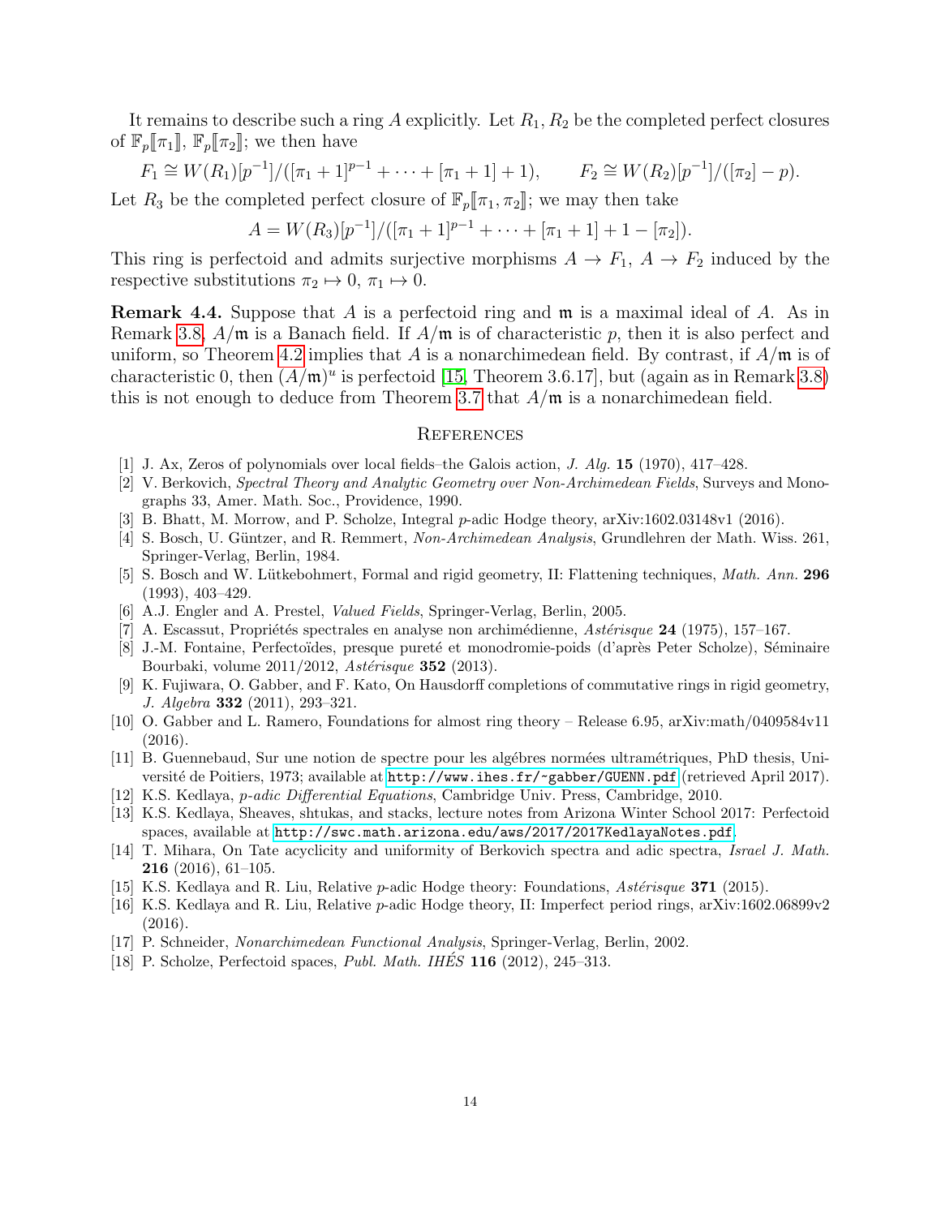It remains to describe such a ring $A$ explicitly. Let $R_1, R_2$ be the completed perfect closures of $\mathbb{F}_p[\![\pi_1]\!]$, $\mathbb{F}_p[\![\pi_2]\!]$; we then have

$$F_1 \cong W(R_1)[p^{-1}]/([\pi_1 + 1]^{p-1} + \cdots + [\pi_1 + 1] + 1), \qquad F_2 \cong W(R_2)[p^{-1}]/([\pi_2] - p).$$

Let $R_3$ be the completed perfect closure of $\mathbb{F}_p[\![\pi_1, \pi_2]\!]$; we may then take

$$A = W(R_3)[p^{-1}]/([\pi_1 + 1]^{p-1} + \cdots + [\pi_1 + 1] + 1 - [\pi_2]).$$

This ring is perfectoid and admits surjective morphisms $A \to F_1$, $A \to F_2$ induced by the respective substitutions $\pi_2 \mapsto 0$, $\pi_1 \mapsto 0$.

**Remark 4.4.** Suppose that $A$ is a perfectoid ring and $\mathfrak{m}$ is a maximal ideal of $A$. As in Remark 3.8, $A/\mathfrak{m}$ is a Banach field. If $A/\mathfrak{m}$ is of characteristic $p$, then it is also perfect and uniform, so Theorem 4.2 implies that $A$ is a nonarchimedean field. By contrast, if $A/\mathfrak{m}$ is of characteristic 0, then $(A/\mathfrak{m})^u$ is perfectoid [15, Theorem 3.6.17], but (again as in Remark 3.8) this is not enough to deduce from Theorem 3.7 that $A/\mathfrak{m}$ is a nonarchimedean field.

## References

[1] J. Ax, Zeros of polynomials over local fields–the Galois action, *J. Alg.* **15** (1970), 417–428.

[2] V. Berkovich, *Spectral Theory and Analytic Geometry over Non-Archimedean Fields*, Surveys and Monographs 33, Amer. Math. Soc., Providence, 1990.

[3] B. Bhatt, M. Morrow, and P. Scholze, Integral $p$-adic Hodge theory, arXiv:1602.03148v1 (2016).

[4] S. Bosch, U. Güntzer, and R. Remmert, *Non-Archimedean Analysis*, Grundlehren der Math. Wiss. 261, Springer-Verlag, Berlin, 1984.

[5] S. Bosch and W. Lütkebohmert, Formal and rigid geometry, II: Flattening techniques, *Math. Ann.* **296** (1993), 403–429.

[6] A.J. Engler and A. Prestel, *Valued Fields*, Springer-Verlag, Berlin, 2005.

[7] A. Escassut, Propriétés spectrales en analyse non archimédienne, *Astérisque* **24** (1975), 157–167.

[8] J.-M. Fontaine, Perfectoïdes, presque pureté et monodromie-poids (d'après Peter Scholze), Séminaire Bourbaki, volume 2011/2012, *Astérisque* **352** (2013).

[9] K. Fujiwara, O. Gabber, and F. Kato, On Hausdorff completions of commutative rings in rigid geometry, *J. Algebra* **332** (2011), 293–321.

[10] O. Gabber and L. Ramero, Foundations for almost ring theory – Release 6.95, arXiv:math/0409584v11 (2016).

[11] B. Guennebaud, Sur une notion de spectre pour les algébres normées ultramétriques, PhD thesis, Université de Poitiers, 1973; available at http://www.ihes.fr/~gabber/GUENN.pdf (retrieved April 2017).

[12] K.S. Kedlaya, *p-adic Differential Equations*, Cambridge Univ. Press, Cambridge, 2010.

[13] K.S. Kedlaya, Sheaves, shtukas, and stacks, lecture notes from Arizona Winter School 2017: Perfectoid spaces, available at http://swc.math.arizona.edu/aws/2017/2017KedlayaNotes.pdf.

[14] T. Mihara, On Tate acyclicity and uniformity of Berkovich spectra and adic spectra, *Israel J. Math.* **216** (2016), 61–105.

[15] K.S. Kedlaya and R. Liu, Relative $p$-adic Hodge theory: Foundations, *Astérisque* **371** (2015).

[16] K.S. Kedlaya and R. Liu, Relative $p$-adic Hodge theory, II: Imperfect period rings, arXiv:1602.06899v2 (2016).

[17] P. Schneider, *Nonarchimedean Functional Analysis*, Springer-Verlag, Berlin, 2002.

[18] P. Scholze, Perfectoid spaces, *Publ. Math. IHÉS* **116** (2012), 245–313.